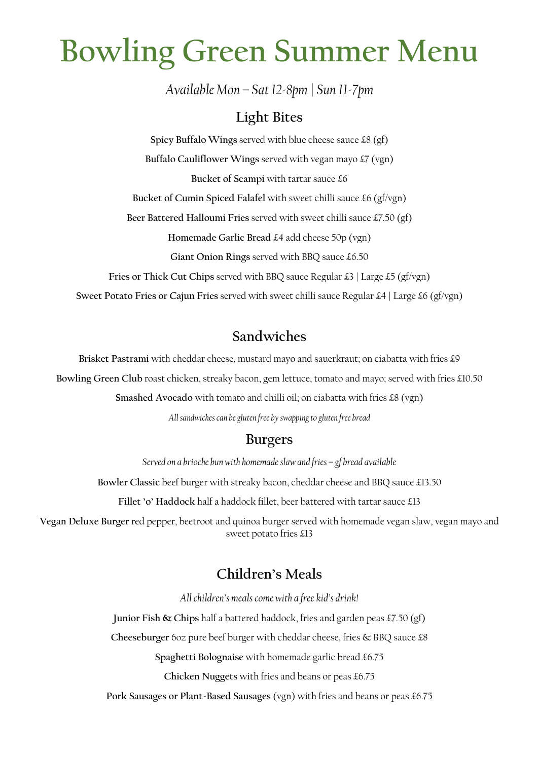# Bowling Green Summer Menu

*Available Mon – Sat 12-8pm | Sun 11-7pm*

## Light Bites

**Spicy Buffalo Wings** served with blue cheese sauce £8 (gf)

**Buffalo Cauliflower Wings** served with vegan mayo £7 (vgn)

**Bucket of Scampi** with tartar sauce £6

**Bucket of Cumin Spiced Falafel** with sweet chilli sauce £6 (gf/vgn)

**Beer Battered Halloumi Fries** served with sweet chilli sauce £7.50 (gf)

**Homemade Garlic Bread** £4 add cheese 50p (vgn)

**Giant Onion Rings** served with BBQ sauce £6.50

**Fries or Thick Cut Chips** served with BBQ sauce Regular £3 | Large £5 (gf/vgn)

**Sweet Potato Fries or Cajun Fries** served with sweet chilli sauce Regular £4 | Large £6 (gf/vgn)

## Sandwiches

**Brisket Pastrami** with cheddar cheese, mustard mayo and sauerkraut; on ciabatta with fries £9

**Bowling Green Club** roast chicken, streaky bacon, gem lettuce, tomato and mayo; served with fries £10.50

**Smashed Avocado** with tomato and chilli oil; on ciabatta with fries £8 (vgn)

*All sandwiches can be gluten free by swapping to gluten free bread*

## Burgers

*Served on a brioche bun with homemade slaw and fries – gf bread available*

**Bowler Classic** beef burger with streaky bacon, cheddar cheese and BBQ sauce £13.50

**Fillet 'o' Haddock** half a haddock fillet, beer battered with tartar sauce £13

**Vegan Deluxe Burger** red pepper, beetroot and quinoa burger served with homemade vegan slaw, vegan mayo and sweet potato fries £13

## Children's Meals

*All children's meals come with a free kid's drink!*

**Junior Fish & Chips** half a battered haddock, fries and garden peas £7.50 (gf)

**Cheeseburger** 6oz pure beef burger with cheddar cheese, fries & BBQ sauce £8

**Spaghetti Bolognaise** with homemade garlic bread £6.75

**Chicken Nuggets** with fries and beans or peas £6.75

**Pork Sausages or Plant-Based Sausages** (vgn) with fries and beans or peas £6.75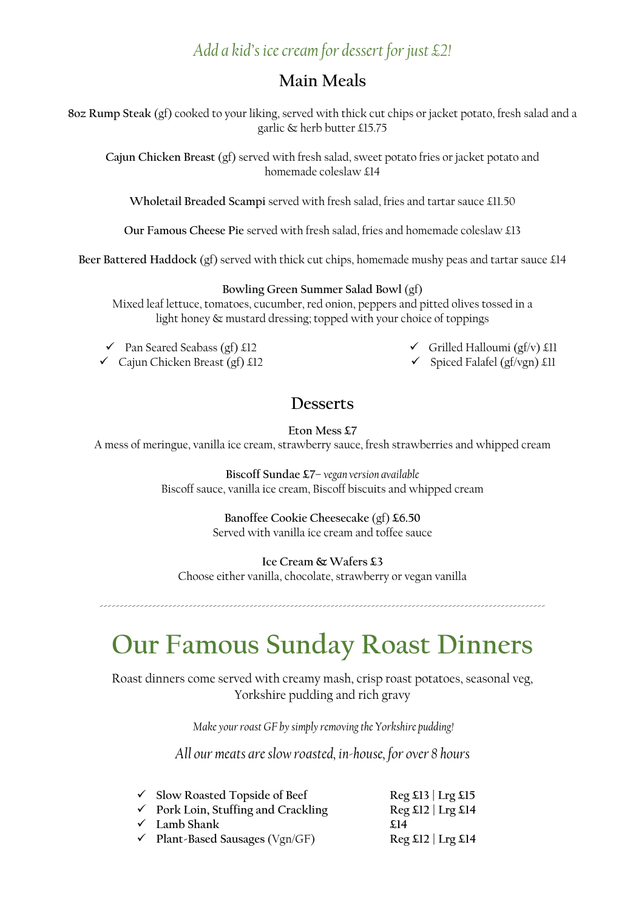*Add a kid's ice cream for dessert for just £2!*

## Main Meals

**8oz Rump Steak** (gf) cooked to your liking, served with thick cut chips or jacket potato, fresh salad and a garlic & herb butter £15.75

**Cajun Chicken Breast** (gf) served with fresh salad, sweet potato fries or jacket potato and homemade coleslaw £14

**Wholetail Breaded Scampi** served with fresh salad, fries and tartar sauce £11.50

**Our Famous Cheese Pie** served with fresh salad, fries and homemade coleslaw £13

**Beer Battered Haddock** (gf) served with thick cut chips, homemade mushy peas and tartar sauce £14

**Bowling Green Summer Salad Bowl** (gf)
Mixed leaf lettuce, tomatoes, cucumber, red onion, peppers and pitted olives tossed in a light honey & mustard dressing; topped with your choice of toppings

- ✓ Pan Seared Seabass (gf) £12
- ✓ Cajun Chicken Breast (gf) £12
- ✓ Grilled Halloumi (gf/v) £11
- ✓ Spiced Falafel (gf/vgn) £11

## Desserts

**Eton Mess £7**
A mess of meringue, vanilla ice cream, strawberry sauce, fresh strawberries and whipped cream

**Biscoff Sundae £7**– *vegan version available*
Biscoff sauce, vanilla ice cream, Biscoff biscuits and whipped cream

**Banoffee Cookie Cheesecake** (gf) **£6.50**
Served with vanilla ice cream and toffee sauce

**Ice Cream & Wafers £3**
Choose either vanilla, chocolate, strawberry or vegan vanilla

---

# Our Famous Sunday Roast Dinners

Roast dinners come served with creamy mash, crisp roast potatoes, seasonal veg, Yorkshire pudding and rich gravy

*Make your roast GF by simply removing the Yorkshire pudding!*

*All our meats are slow roasted, in-house, for over 8 hours*

- ✓ **Slow Roasted Topside of Beef** — **Reg £13 | Lrg £15**
- ✓ **Pork Loin, Stuffing and Crackling** — **Reg £12 | Lrg £14**
- ✓ **Lamb Shank** — **£14**
- ✓ **Plant-Based Sausages** (Vgn/GF) — **Reg £12 | Lrg £14**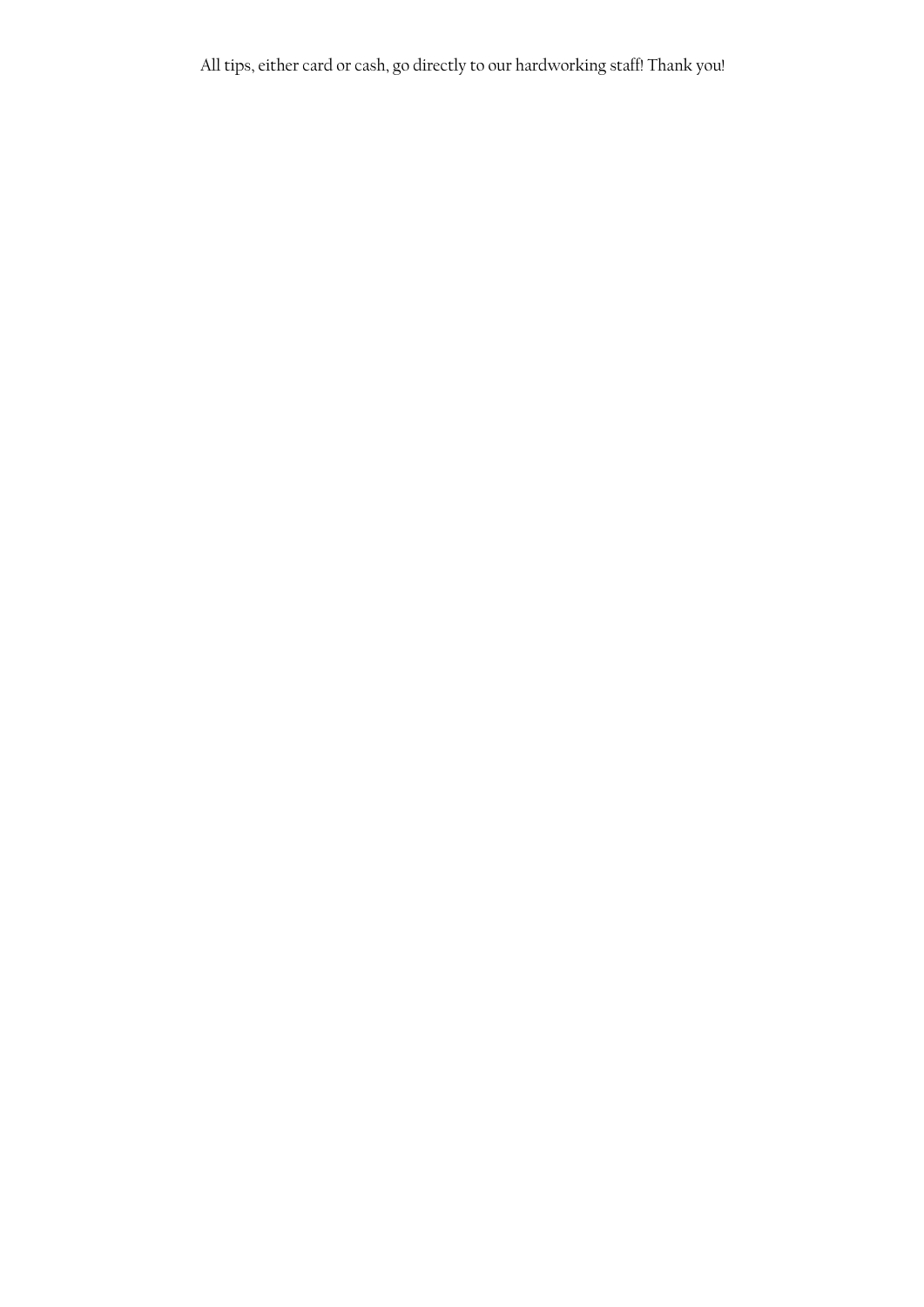All tips, either card or cash, go directly to our hardworking staff! Thank you!